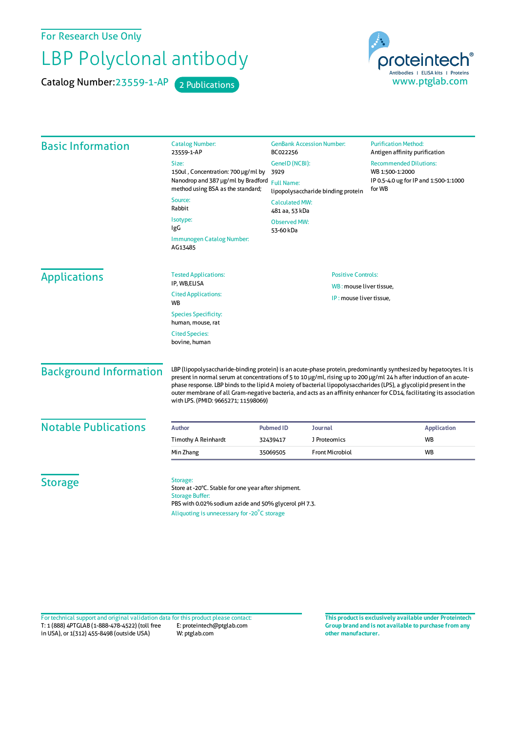For Research Use Only

# LBP Polyclonal antibody

**Catalog Number:** 23559-1-AP  2 Publications

proteintech®
Antibodies | ELISA kits | Proteins
www.ptglab.com

## Basic Information

**Catalog Number:**
23559-1-AP

**Size:**
150ul , Concentration: 700 μg/ml by Nanodrop and 387 μg/ml by Bradford method using BSA as the standard;

**Source:**
Rabbit

**Isotype:**
IgG

**Immunogen Catalog Number:**
AG13485

**GenBank Accession Number:**
BC022256

**GeneID (NCBI):**
3929

**Full Name:**
lipopolysaccharide binding protein

**Calculated MW:**
481 aa, 53 kDa

**Observed MW:**
53-60 kDa

**Purification Method:**
Antigen affinity purification

**Recommended Dilutions:**
WB 1:500-1:2000
IP 0.5-4.0 ug for IP and 1:500-1:1000 for WB

## Applications

**Tested Applications:**
IP, WB,ELISA

**Cited Applications:**
WB

**Species Specificity:**
human, mouse, rat

**Cited Species:**
bovine, human

**Positive Controls:**
WB : mouse liver tissue,
IP : mouse liver tissue,

## Background Information

LBP (lipopolysaccharide-binding protein) is an acute-phase protein, predominantly synthesized by hepatocytes. It is present in normal serum at concentrations of 5 to 10 μg/ml, rising up to 200 μg/ml 24 h after induction of an acute-phase response. LBP binds to the lipid A moiety of bacterial lipopolysaccharides (LPS), a glycolipid present in the outer membrane of all Gram-negative bacteria, and acts as an affinity enhancer for CD14, facilitating its association with LPS. (PMID: 9665271; 11598069)

## Notable Publications

| Author | Pubmed ID | Journal | Application |
|---|---|---|---|
| Timothy A Reinhardt | 32439417 | J Proteomics | WB |
| Min Zhang | 35069505 | Front Microbiol | WB |

## Storage

**Storage:**
Store at -20°C. Stable for one year after shipment.
**Storage Buffer:**
PBS with 0.02% sodium azide and 50% glycerol pH 7.3.
Aliquoting is unnecessary for -20°C storage

For technical support and original validation data for this product please contact:
T: 1 (888) 4PTGLAB (1-888-478-4522) (toll free in USA), or 1(312) 455-8498 (outside USA)
E: proteintech@ptglab.com
W: ptglab.com

**This product is exclusively available under Proteintech Group brand and is not available to purchase from any other manufacturer.**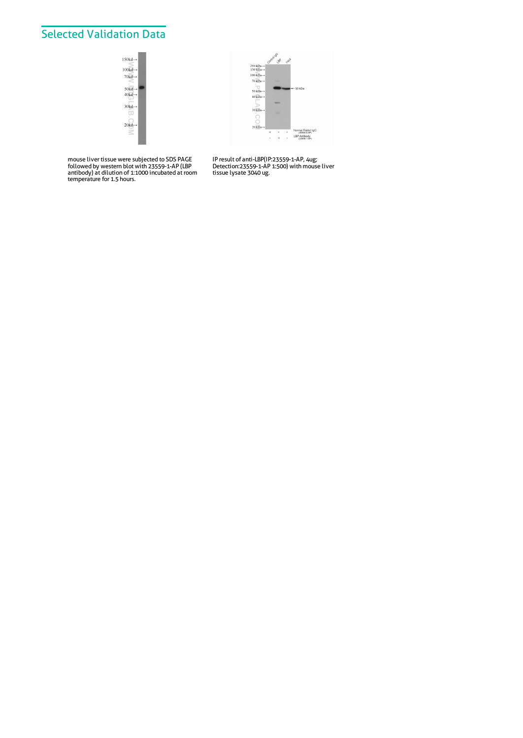## Selected Validation Data

150kd→
100kd→
70kd→
50kd→
40kd→
30kd→
20kd→

mouse liver tissue were subjected to SDS PAGE followed by western blot with 23559-1-AP (LBP antibody) at dilution of 1:1000 incubated at room temperature for 1.5 hours.

Control IgG
LBP
Input

250 kDa→
150 kDa→
100 kDa→
70 kDa→
50 kDa→
40 kDa→
30 kDa→
20 kDa→

← 55 kDa

Normal Rabbit IgG
LBP Antibody

IP result of anti-LBP(IP:23559-1-AP, 4ug; Detection:23559-1-AP 1:500) with mouse liver tissue lysate 3040 ug.